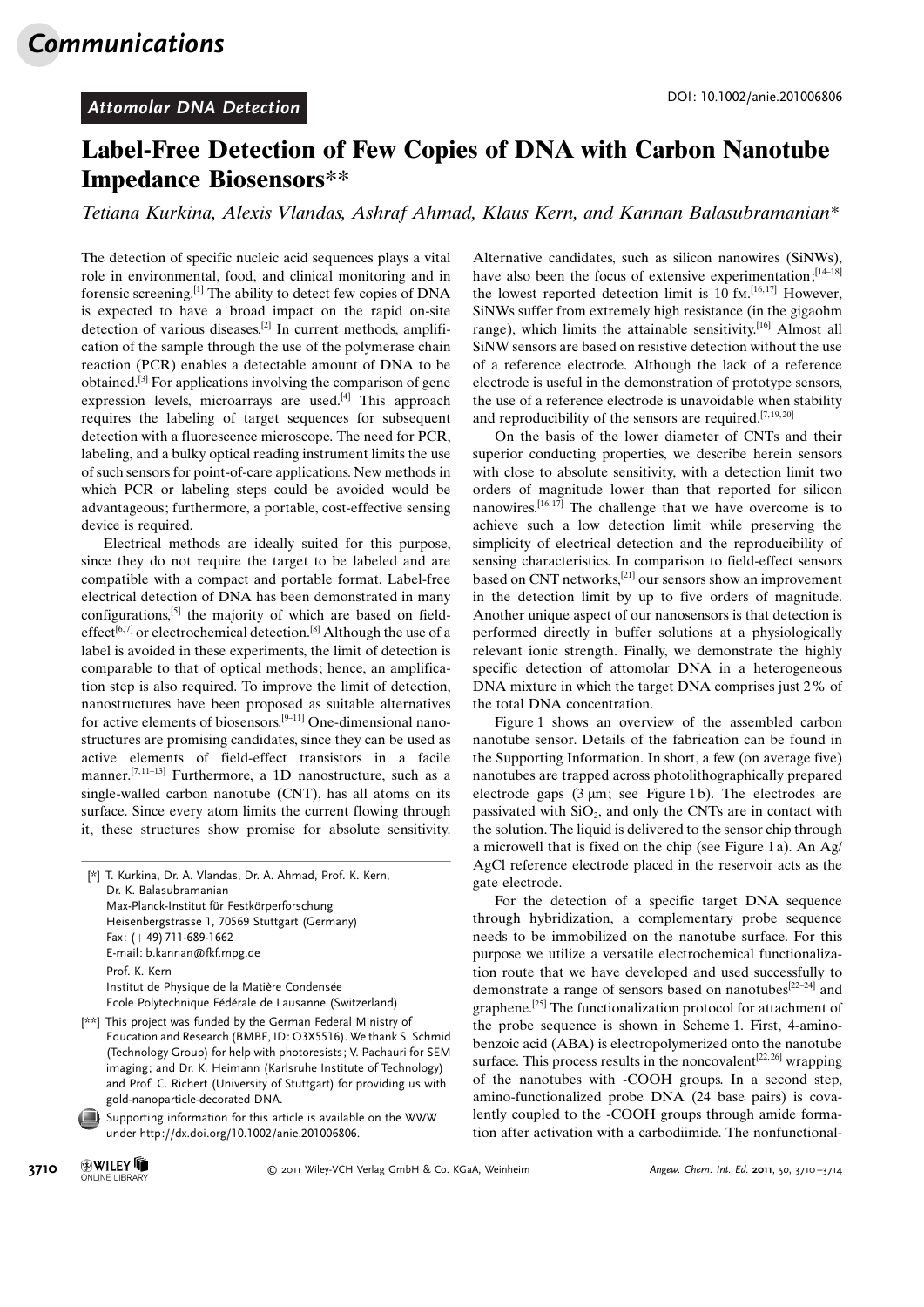## Attomolar DNA Detection

# Label-Free Detection of Few Copies of DNA with Carbon Nanotube Impedance Biosensors**

*Tetiana Kurkina, Alexis Vlandas, Ashraf Ahmad, Klaus Kern, and Kannan Balasubramanian**

The detection of specific nucleic acid sequences plays a vital role in environmental, food, and clinical monitoring and in forensic screening.[1] The ability to detect few copies of DNA is expected to have a broad impact on the rapid on-site detection of various diseases.[2] In current methods, amplification of the sample through the use of the polymerase chain reaction (PCR) enables a detectable amount of DNA to be obtained.[3] For applications involving the comparison of gene expression levels, microarrays are used.[4] This approach requires the labeling of target sequences for subsequent detection with a fluorescence microscope. The need for PCR, labeling, and a bulky optical reading instrument limits the use of such sensors for point-of-care applications. New methods in which PCR or labeling steps could be avoided would be advantageous; furthermore, a portable, cost-effective sensing device is required.

Electrical methods are ideally suited for this purpose, since they do not require the target to be labeled and are compatible with a compact and portable format. Label-free electrical detection of DNA has been demonstrated in many configurations,[5] the majority of which are based on field-effect[6,7] or electrochemical detection.[8] Although the use of a label is avoided in these experiments, the limit of detection is comparable to that of optical methods; hence, an amplification step is also required. To improve the limit of detection, nanostructures have been proposed as suitable alternatives for active elements of biosensors.[9–11] One-dimensional nanostructures are promising candidates, since they can be used as active elements of field-effect transistors in a facile manner.[7,11–13] Furthermore, a 1D nanostructure, such as a single-walled carbon nanotube (CNT), has all atoms on its surface. Since every atom limits the current flowing through it, these structures show promise for absolute sensitivity. Alternative candidates, such as silicon nanowires (SiNWs), have also been the focus of extensive experimentation;[14–18] the lowest reported detection limit is 10 fM.[16,17] However, SiNWs suffer from extremely high resistance (in the gigaohm range), which limits the attainable sensitivity.[16] Almost all SiNW sensors are based on resistive detection without the use of a reference electrode. Although the lack of a reference electrode is useful in the demonstration of prototype sensors, the use of a reference electrode is unavoidable when stability and reproducibility of the sensors are required.[7,19,20]

On the basis of the lower diameter of CNTs and their superior conducting properties, we describe herein sensors with close to absolute sensitivity, with a detection limit two orders of magnitude lower than that reported for silicon nanowires.[16,17] The challenge that we have overcome is to achieve such a low detection limit while preserving the simplicity of electrical detection and the reproducibility of sensing characteristics. In comparison to field-effect sensors based on CNT networks,[21] our sensors show an improvement in the detection limit by up to five orders of magnitude. Another unique aspect of our nanosensors is that detection is performed directly in buffer solutions at a physiologically relevant ionic strength. Finally, we demonstrate the highly specific detection of attomolar DNA in a heterogeneous DNA mixture in which the target DNA comprises just 2% of the total DNA concentration.

Figure 1 shows an overview of the assembled carbon nanotube sensor. Details of the fabrication can be found in the Supporting Information. In short, a few (on average five) nanotubes are trapped across photolithographically prepared electrode gaps (3 μm; see Figure 1b). The electrodes are passivated with $SiO_2$, and only the CNTs are in contact with the solution. The liquid is delivered to the sensor chip through a microwell that is fixed on the chip (see Figure 1a). An Ag/AgCl reference electrode placed in the reservoir acts as the gate electrode.

For the detection of a specific target DNA sequence through hybridization, a complementary probe sequence needs to be immobilized on the nanotube surface. For this purpose we utilize a versatile electrochemical functionalization route that we have developed and used successfully to demonstrate a range of sensors based on nanotubes[22–24] and graphene.[25] The functionalization protocol for attachment of the probe sequence is shown in Scheme 1. First, 4-aminobenzoic acid (ABA) is electropolymerized onto the nanotube surface. This process results in the noncovalent[22,26] wrapping of the nanotubes with -COOH groups. In a second step, amino-functionalized probe DNA (24 base pairs) is covalently coupled to the -COOH groups through amide formation after activation with a carbodiimide. The nonfunctional-

---

[*] T. Kurkina, Dr. A. Vlandas, Dr. A. Ahmad, Prof. K. Kern, Dr. K. Balasubramanian
Max-Planck-Institut für Festkörperforschung
Heisenbergstrasse 1, 70569 Stuttgart (Germany)
Fax: (+49) 711-689-1662
E-mail: b.kannan@fkf.mpg.de

Prof. K. Kern
Institut de Physique de la Matière Condensée
Ecole Polytechnique Fédérale de Lausanne (Switzerland)

[**] This project was funded by the German Federal Ministry of Education and Research (BMBF, ID: O3X5516). We thank S. Schmid (Technology Group) for help with photoresists; V. Pachauri for SEM imaging; and Dr. K. Heimann (Karlsruhe Institute of Technology) and Prof. C. Richert (University of Stuttgart) for providing us with gold-nanoparticle-decorated DNA.

Supporting information for this article is available on the WWW under http://dx.doi.org/10.1002/anie.201006806.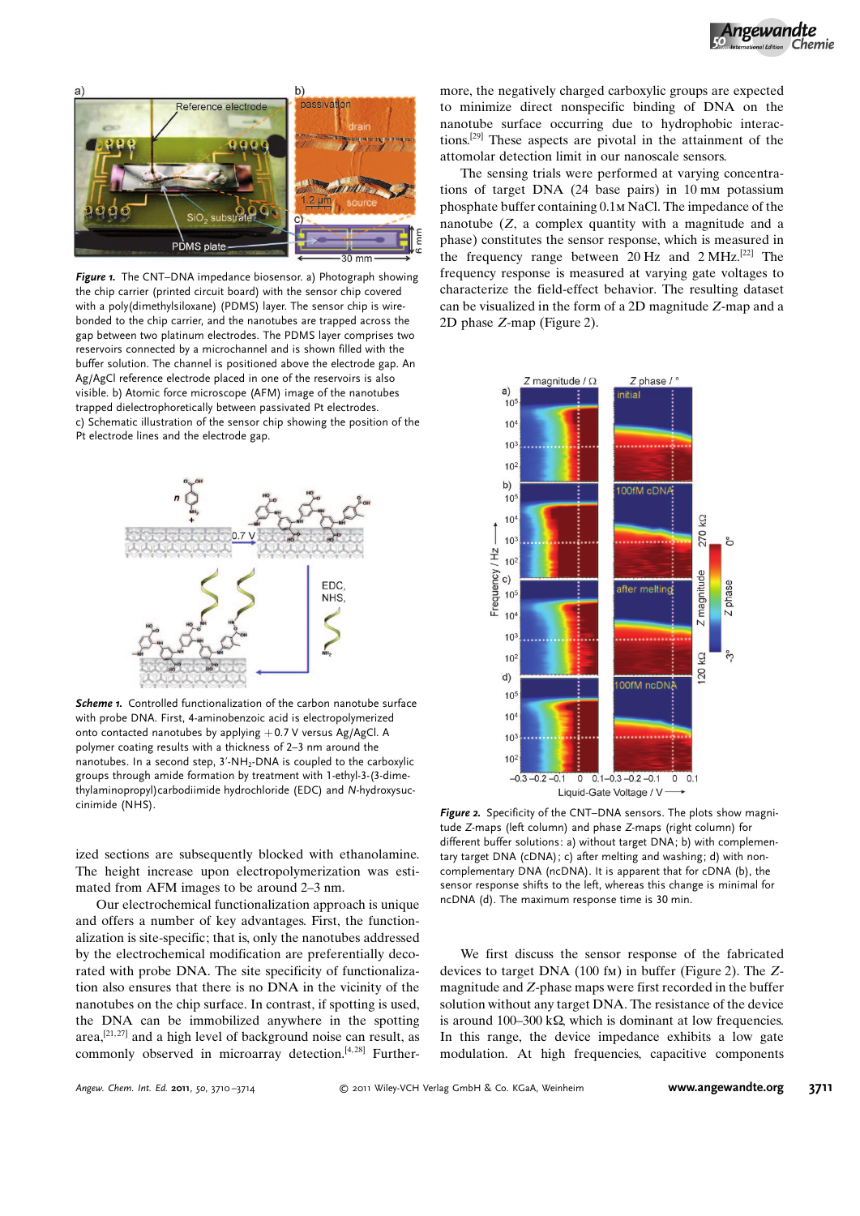***Figure 1.*** The CNT–DNA impedance biosensor. a) Photograph showing the chip carrier (printed circuit board) with the sensor chip covered with a poly(dimethylsiloxane) (PDMS) layer. The sensor chip is wire-bonded to the chip carrier, and the nanotubes are trapped across the gap between two platinum electrodes. The PDMS layer comprises two reservoirs connected by a microchannel and is shown filled with the buffer solution. The channel is positioned above the electrode gap. An Ag/AgCl reference electrode placed in one of the reservoirs is also visible. b) Atomic force microscope (AFM) image of the nanotubes trapped dielectrophoretically between passivated Pt electrodes. c) Schematic illustration of the sensor chip showing the position of the Pt electrode lines and the electrode gap.

***Scheme 1.*** Controlled functionalization of the carbon nanotube surface with probe DNA. First, 4-aminobenzoic acid is electropolymerized onto contacted nanotubes by applying +0.7 V versus Ag/AgCl. A polymer coating results with a thickness of 2–3 nm around the nanotubes. In a second step, 3′-$NH_2$-DNA is coupled to the carboxylic groups through amide formation by treatment with 1-ethyl-3-(3-dimethylaminopropyl)carbodiimide hydrochloride (EDC) and *N*-hydroxysuccinimide (NHS).

ized sections are subsequently blocked with ethanolamine. The height increase upon electropolymerization was estimated from AFM images to be around 2–3 nm.

Our electrochemical functionalization approach is unique and offers a number of key advantages. First, the functionalization is site-specific; that is, only the nanotubes addressed by the electrochemical modification are preferentially decorated with probe DNA. The site specificity of functionalization also ensures that there is no DNA in the vicinity of the nanotubes on the chip surface. In contrast, if spotting is used, the DNA can be immobilized anywhere in the spotting area,[21,27] and a high level of background noise can result, as commonly observed in microarray detection.[4,28] Furthermore, the negatively charged carboxylic groups are expected to minimize direct nonspecific binding of DNA on the nanotube surface occurring due to hydrophobic interactions.[29] These aspects are pivotal in the attainment of the attomolar detection limit in our nanoscale sensors.

The sensing trials were performed at varying concentrations of target DNA (24 base pairs) in 10 mM potassium phosphate buffer containing 0.1 M NaCl. The impedance of the nanotube (*Z*, a complex quantity with a magnitude and a phase) constitutes the sensor response, which is measured in the frequency range between 20 Hz and 2 MHz.[22] The frequency response is measured at varying gate voltages to characterize the field-effect behavior. The resulting dataset can be visualized in the form of a 2D magnitude *Z*-map and a 2D phase *Z*-map (Figure 2).

***Figure 2.*** Specificity of the CNT–DNA sensors. The plots show magnitude *Z*-maps (left column) and phase *Z*-maps (right column) for different buffer solutions: a) without target DNA; b) with complementary target DNA (cDNA); c) after melting and washing; d) with noncomplementary DNA (ncDNA). It is apparent that for cDNA (b), the sensor response shifts to the left, whereas this change is minimal for ncDNA (d). The maximum response time is 30 min.

We first discuss the sensor response of the fabricated devices to target DNA (100 fM) in buffer (Figure 2). The *Z*-magnitude and *Z*-phase maps were first recorded in the buffer solution without any target DNA. The resistance of the device is around 100–300 kΩ, which is dominant at low frequencies. In this range, the device impedance exhibits a low gate modulation. At high frequencies, capacitive components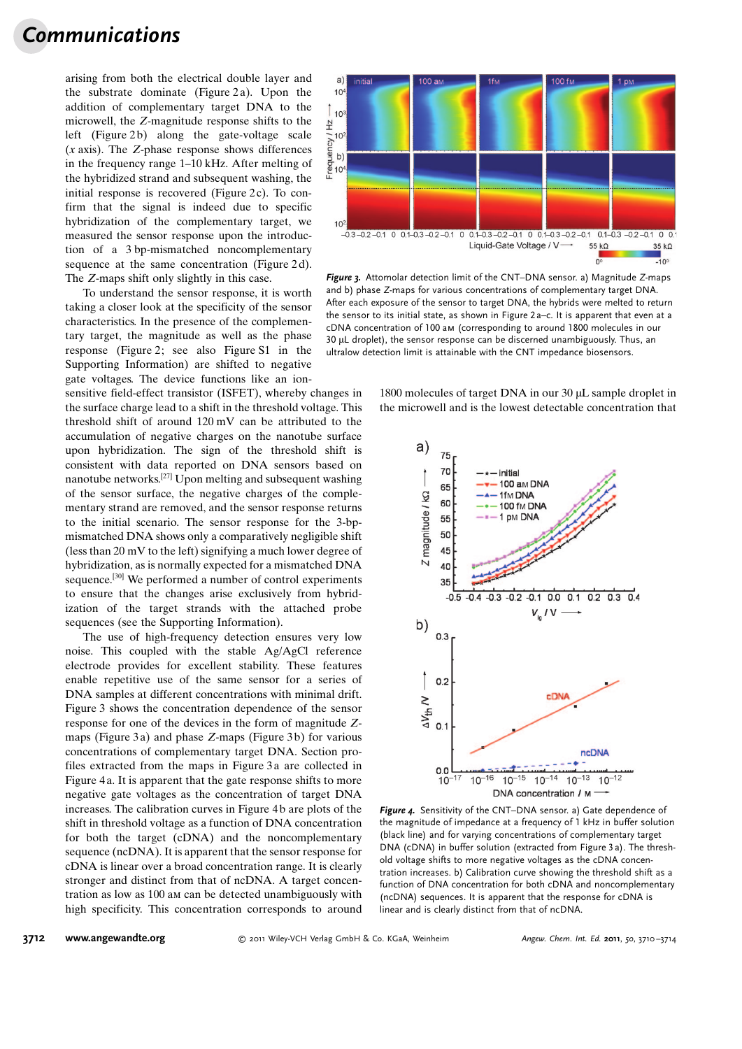arising from both the electrical double layer and the substrate dominate (Figure 2a). Upon the addition of complementary target DNA to the microwell, the Z-magnitude response shifts to the left (Figure 2b) along the gate-voltage scale (x axis). The Z-phase response shows differences in the frequency range 1–10 kHz. After melting of the hybridized strand and subsequent washing, the initial response is recovered (Figure 2c). To confirm that the signal is indeed due to specific hybridization of the complementary target, we measured the sensor response upon the introduction of a 3 bp-mismatched noncomplementary sequence at the same concentration (Figure 2d). The Z-maps shift only slightly in this case.

To understand the sensor response, it is worth taking a closer look at the specificity of the sensor characteristics. In the presence of the complementary target, the magnitude as well as the phase response (Figure 2; see also Figure S1 in the Supporting Information) are shifted to negative gate voltages. The device functions like an ion-sensitive field-effect transistor (ISFET), whereby changes in the surface charge lead to a shift in the threshold voltage. This threshold shift of around 120 mV can be attributed to the accumulation of negative charges on the nanotube surface upon hybridization. The sign of the threshold shift is consistent with data reported on DNA sensors based on nanotube networks.[27] Upon melting and subsequent washing of the sensor surface, the negative charges of the complementary strand are removed, and the sensor response returns to the initial scenario. The sensor response for the 3-bp-mismatched DNA shows only a comparatively negligible shift (less than 20 mV to the left) signifying a much lower degree of hybridization, as is normally expected for a mismatched DNA sequence.[30] We performed a number of control experiments to ensure that the changes arise exclusively from hybridization of the target strands with the attached probe sequences (see the Supporting Information).

The use of high-frequency detection ensures very low noise. This coupled with the stable Ag/AgCl reference electrode provides for excellent stability. These features enable repetitive use of the same sensor for a series of DNA samples at different concentrations with minimal drift. Figure 3 shows the concentration dependence of the sensor response for one of the devices in the form of magnitude Z-maps (Figure 3a) and phase Z-maps (Figure 3b) for various concentrations of complementary target DNA. Section profiles extracted from the maps in Figure 3a are collected in Figure 4a. It is apparent that the gate response shifts to more negative gate voltages as the concentration of target DNA increases. The calibration curves in Figure 4b are plots of the shift in threshold voltage as a function of DNA concentration for both the target (cDNA) and the noncomplementary sequence (ncDNA). It is apparent that the sensor response for cDNA is linear over a broad concentration range. It is clearly stronger and distinct from that of ncDNA. A target concentration as low as 100 aM can be detected unambiguously with high specificity. This concentration corresponds to around 1800 molecules of target DNA in our 30 μL sample droplet in the microwell and is the lowest detectable concentration that

**Figure 3.** Attomolar detection limit of the CNT–DNA sensor. a) Magnitude Z-maps and b) phase Z-maps for various concentrations of complementary target DNA. After each exposure of the sensor to target DNA, the hybrids were melted to return the sensor to its initial state, as shown in Figure 2a–c. It is apparent that even at a cDNA concentration of 100 aM (corresponding to around 1800 molecules in our 30 μL droplet), the sensor response can be discerned unambiguously. Thus, an ultralow detection limit is attainable with the CNT impedance biosensors.

**Figure 4.** Sensitivity of the CNT–DNA sensor. a) Gate dependence of the magnitude of impedance at a frequency of 1 kHz in buffer solution (black line) and for varying concentrations of complementary target DNA (cDNA) in buffer solution (extracted from Figure 3a). The threshold voltage shifts to more negative voltages as the cDNA concentration increases. b) Calibration curve showing the threshold shift as a function of DNA concentration for both cDNA and noncomplementary (ncDNA) sequences. It is apparent that the response for cDNA is linear and is clearly distinct from that of ncDNA.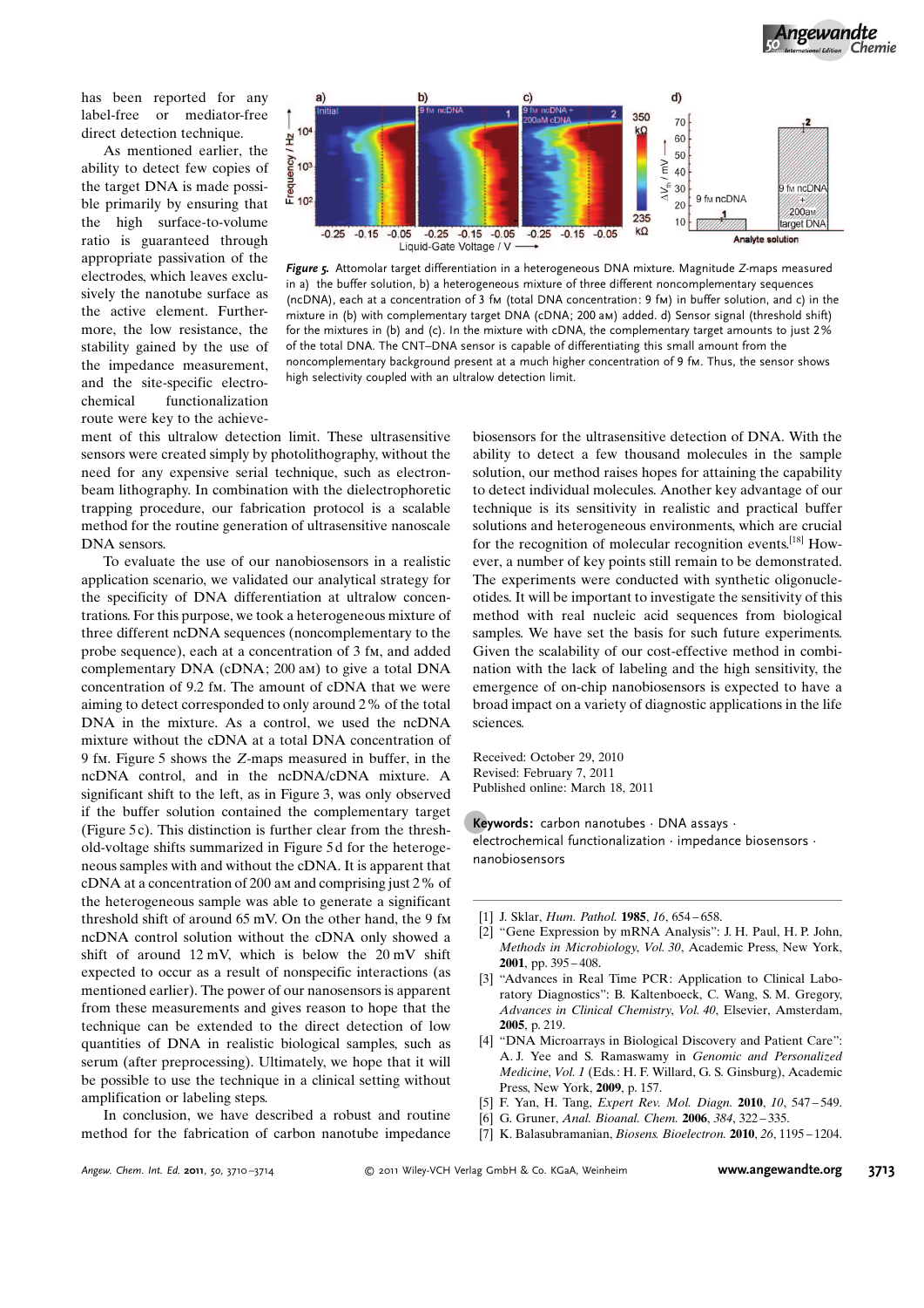has been reported for any label-free or mediator-free direct detection technique.

As mentioned earlier, the ability to detect few copies of the target DNA is made possible primarily by ensuring that the high surface-to-volume ratio is guaranteed through appropriate passivation of the electrodes, which leaves exclusively the nanotube surface as the active element. Furthermore, the low resistance, the stability gained by the use of the impedance measurement, and the site-specific electrochemical functionalization route were key to the achievement of this ultralow detection limit. These ultrasensitive sensors were created simply by photolithography, without the need for any expensive serial technique, such as electron-beam lithography. In combination with the dielectrophoretic trapping procedure, our fabrication protocol is a scalable method for the routine generation of ultrasensitive nanoscale DNA sensors.

**Figure 5.** Attomolar target differentiation in a heterogeneous DNA mixture. Magnitude Z-maps measured in a) the buffer solution, b) a heterogeneous mixture of three different noncomplementary sequences (ncDNA), each at a concentration of 3 fM (total DNA concentration: 9 fM) in buffer solution, and c) in the mixture in (b) with complementary target DNA (cDNA; 200 aM) added. d) Sensor signal (threshold shift) for the mixtures in (b) and (c). In the mixture with cDNA, the complementary target amounts to just 2% of the total DNA. The CNT–DNA sensor is capable of differentiating this small amount from the noncomplementary background present at a much higher concentration of 9 fM. Thus, the sensor shows high selectivity coupled with an ultralow detection limit.

To evaluate the use of our nanobiosensors in a realistic application scenario, we validated our analytical strategy for the specificity of DNA differentiation at ultralow concentrations. For this purpose, we took a heterogeneous mixture of three different ncDNA sequences (noncomplementary to the probe sequence), each at a concentration of 3 fM, and added complementary DNA (cDNA; 200 aM) to give a total DNA concentration of 9.2 fM. The amount of cDNA that we were aiming to detect corresponded to only around 2% of the total DNA in the mixture. As a control, we used the ncDNA mixture without the cDNA at a total DNA concentration of 9 fM. Figure 5 shows the Z-maps measured in buffer, in the ncDNA control, and in the ncDNA/cDNA mixture. A significant shift to the left, as in Figure 3, was only observed if the buffer solution contained the complementary target (Figure 5c). This distinction is further clear from the threshold-voltage shifts summarized in Figure 5d for the heterogeneous samples with and without the cDNA. It is apparent that cDNA at a concentration of 200 aM and comprising just 2% of the heterogeneous sample was able to generate a significant threshold shift of around 65 mV. On the other hand, the 9 fM ncDNA control solution without the cDNA only showed a shift of around 12 mV, which is below the 20 mV shift expected to occur as a result of nonspecific interactions (as mentioned earlier). The power of our nanosensors is apparent from these measurements and gives reason to hope that the technique can be extended to the direct detection of low quantities of DNA in realistic biological samples, such as serum (after preprocessing). Ultimately, we hope that it will be possible to use the technique in a clinical setting without amplification or labeling steps.

In conclusion, we have described a robust and routine method for the fabrication of carbon nanotube impedance biosensors for the ultrasensitive detection of DNA. With the ability to detect a few thousand molecules in the sample solution, our method raises hopes for attaining the capability to detect individual molecules. Another key advantage of our technique is its sensitivity in realistic and practical buffer solutions and heterogeneous environments, which are crucial for the recognition of molecular recognition events.[18] However, a number of key points still remain to be demonstrated. The experiments were conducted with synthetic oligonucleotides. It will be important to investigate the sensitivity of this method with real nucleic acid sequences from biological samples. We have set the basis for such future experiments. Given the scalability of our cost-effective method in combination with the lack of labeling and the high sensitivity, the emergence of on-chip nanobiosensors is expected to have a broad impact on a variety of diagnostic applications in the life sciences.

Received: October 29, 2010
Revised: February 7, 2011
Published online: March 18, 2011

**Keywords:** carbon nanotubes · DNA assays · electrochemical functionalization · impedance biosensors · nanobiosensors

[1] J. Sklar, *Hum. Pathol.* **1985**, *16*, 654 – 658.
[2] "Gene Expression by mRNA Analysis": J. H. Paul, H. P. John, *Methods in Microbiology, Vol. 30*, Academic Press, New York, **2001**, pp. 395 – 408.
[3] "Advances in Real Time PCR: Application to Clinical Laboratory Diagnostics": B. Kaltenboeck, C. Wang, S. M. Gregory, *Advances in Clinical Chemistry, Vol. 40*, Elsevier, Amsterdam, **2005**, p. 219.
[4] "DNA Microarrays in Biological Discovery and Patient Care": A. J. Yee and S. Ramaswamy in *Genomic and Personalized Medicine, Vol. 1* (Eds.: H. F. Willard, G. S. Ginsburg), Academic Press, New York, **2009**, p. 157.
[5] F. Yan, H. Tang, *Expert Rev. Mol. Diagn.* **2010**, *10*, 547 – 549.
[6] G. Gruner, *Anal. Bioanal. Chem.* **2006**, *384*, 322 – 335.
[7] K. Balasubramanian, *Biosens. Bioelectron.* **2010**, *26*, 1195 – 1204.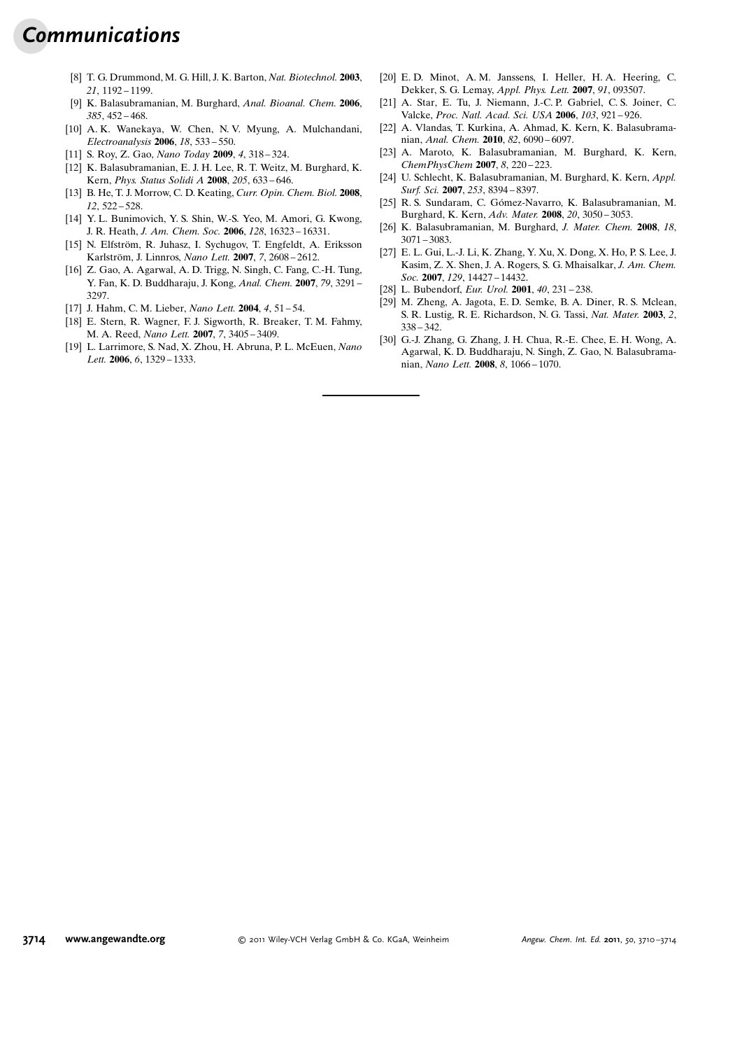[8] T. G. Drummond, M. G. Hill, J. K. Barton, *Nat. Biotechnol.* **2003**, *21*, 1192 – 1199.

[9] K. Balasubramanian, M. Burghard, *Anal. Bioanal. Chem.* **2006**, *385*, 452 – 468.

[10] A. K. Wanekaya, W. Chen, N. V. Myung, A. Mulchandani, *Electroanalysis* **2006**, *18*, 533 – 550.

[11] S. Roy, Z. Gao, *Nano Today* **2009**, *4*, 318 – 324.

[12] K. Balasubramanian, E. J. H. Lee, R. T. Weitz, M. Burghard, K. Kern, *Phys. Status Solidi A* **2008**, *205*, 633 – 646.

[13] B. He, T. J. Morrow, C. D. Keating, *Curr. Opin. Chem. Biol.* **2008**, *12*, 522 – 528.

[14] Y. L. Bunimovich, Y. S. Shin, W.-S. Yeo, M. Amori, G. Kwong, J. R. Heath, *J. Am. Chem. Soc.* **2006**, *128*, 16323 – 16331.

[15] N. Elfström, R. Juhasz, I. Sychugov, T. Engfeldt, A. Eriksson Karlström, J. Linnros, *Nano Lett.* **2007**, *7*, 2608 – 2612.

[16] Z. Gao, A. Agarwal, A. D. Trigg, N. Singh, C. Fang, C.-H. Tung, Y. Fan, K. D. Buddharaju, J. Kong, *Anal. Chem.* **2007**, *79*, 3291 – 3297.

[17] J. Hahm, C. M. Lieber, *Nano Lett.* **2004**, *4*, 51 – 54.

[18] E. Stern, R. Wagner, F. J. Sigworth, R. Breaker, T. M. Fahmy, M. A. Reed, *Nano Lett.* **2007**, *7*, 3405 – 3409.

[19] L. Larrimore, S. Nad, X. Zhou, H. Abruna, P. L. McEuen, *Nano Lett.* **2006**, *6*, 1329 – 1333.

[20] E. D. Minot, A. M. Janssens, I. Heller, H. A. Heering, C. Dekker, S. G. Lemay, *Appl. Phys. Lett.* **2007**, *91*, 093507.

[21] A. Star, E. Tu, J. Niemann, J.-C. P. Gabriel, C. S. Joiner, C. Valcke, *Proc. Natl. Acad. Sci. USA* **2006**, *103*, 921 – 926.

[22] A. Vlandas, T. Kurkina, A. Ahmad, K. Kern, K. Balasubramanian, *Anal. Chem.* **2010**, *82*, 6090 – 6097.

[23] A. Maroto, K. Balasubramanian, M. Burghard, K. Kern, *ChemPhysChem* **2007**, *8*, 220 – 223.

[24] U. Schlecht, K. Balasubramanian, M. Burghard, K. Kern, *Appl. Surf. Sci.* **2007**, *253*, 8394 – 8397.

[25] R. S. Sundaram, C. Gómez-Navarro, K. Balasubramanian, M. Burghard, K. Kern, *Adv. Mater.* **2008**, *20*, 3050 – 3053.

[26] K. Balasubramanian, M. Burghard, *J. Mater. Chem.* **2008**, *18*, 3071 – 3083.

[27] E. L. Gui, L.-J. Li, K. Zhang, Y. Xu, X. Dong, X. Ho, P. S. Lee, J. Kasim, Z. X. Shen, J. A. Rogers, S. G. Mhaisalkar, *J. Am. Chem. Soc.* **2007**, *129*, 14427 – 14432.

[28] L. Bubendorf, *Eur. Urol.* **2001**, *40*, 231 – 238.

[29] M. Zheng, A. Jagota, E. D. Semke, B. A. Diner, R. S. Mclean, S. R. Lustig, R. E. Richardson, N. G. Tassi, *Nat. Mater.* **2003**, *2*, 338 – 342.

[30] G.-J. Zhang, G. Zhang, J. H. Chua, R.-E. Chee, E. H. Wong, A. Agarwal, K. D. Buddharaju, N. Singh, Z. Gao, N. Balasubramanian, *Nano Lett.* **2008**, *8*, 1066 – 1070.